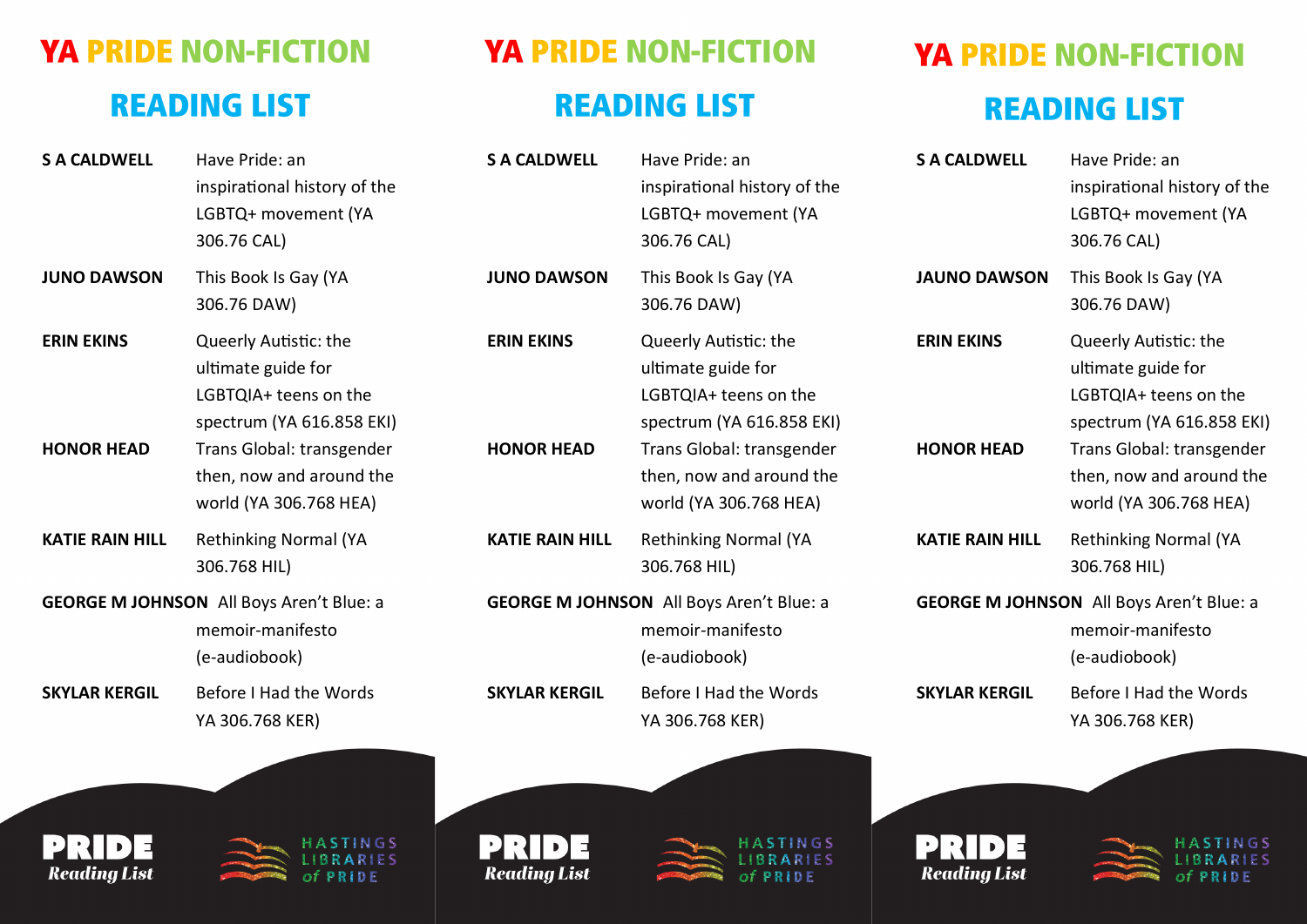# YA PRIDE NON-FICTION

## READING LIST

| | |
|---|---|
| **S A CALDWELL** | Have Pride: an inspirational history of the LGBTQ+ movement (YA 306.76 CAL) |
| **JUNO DAWSON** | This Book Is Gay (YA 306.76 DAW) |
| **ERIN EKINS** | Queerly Autistic: the ultimate guide for LGBTQIA+ teens on the spectrum (YA 616.858 EKI) |
| **HONOR HEAD** | Trans Global: transgender then, now and around the world (YA 306.768 HEA) |
| **KATIE RAIN HILL** | Rethinking Normal (YA 306.768 HIL) |
| **GEORGE M JOHNSON** | All Boys Aren't Blue: a memoir-manifesto (e-audiobook) |
| **SKYLAR KERGIL** | Before I Had the Words YA 306.768 KER) |

**PRIDE**
*Reading List*

HASTINGS LIBRARIES *of* PRIDE

# YA PRIDE NON-FICTION

## READING LIST

| | |
|---|---|
| **S A CALDWELL** | Have Pride: an inspirational history of the LGBTQ+ movement (YA 306.76 CAL) |
| **JUNO DAWSON** | This Book Is Gay (YA 306.76 DAW) |
| **ERIN EKINS** | Queerly Autistic: the ultimate guide for LGBTQIA+ teens on the spectrum (YA 616.858 EKI) |
| **HONOR HEAD** | Trans Global: transgender then, now and around the world (YA 306.768 HEA) |
| **KATIE RAIN HILL** | Rethinking Normal (YA 306.768 HIL) |
| **GEORGE M JOHNSON** | All Boys Aren't Blue: a memoir-manifesto (e-audiobook) |
| **SKYLAR KERGIL** | Before I Had the Words YA 306.768 KER) |

**PRIDE**
*Reading List*

HASTINGS LIBRARIES *of* PRIDE

# YA PRIDE NON-FICTION

## READING LIST

| | |
|---|---|
| **S A CALDWELL** | Have Pride: an inspirational history of the LGBTQ+ movement (YA 306.76 CAL) |
| **JAUNO DAWSON** | This Book Is Gay (YA 306.76 DAW) |
| **ERIN EKINS** | Queerly Autistic: the ultimate guide for LGBTQIA+ teens on the spectrum (YA 616.858 EKI) |
| **HONOR HEAD** | Trans Global: transgender then, now and around the world (YA 306.768 HEA) |
| **KATIE RAIN HILL** | Rethinking Normal (YA 306.768 HIL) |
| **GEORGE M JOHNSON** | All Boys Aren't Blue: a memoir-manifesto (e-audiobook) |
| **SKYLAR KERGIL** | Before I Had the Words YA 306.768 KER) |

**PRIDE**
*Reading List*

HASTINGS LIBRARIES *of* PRIDE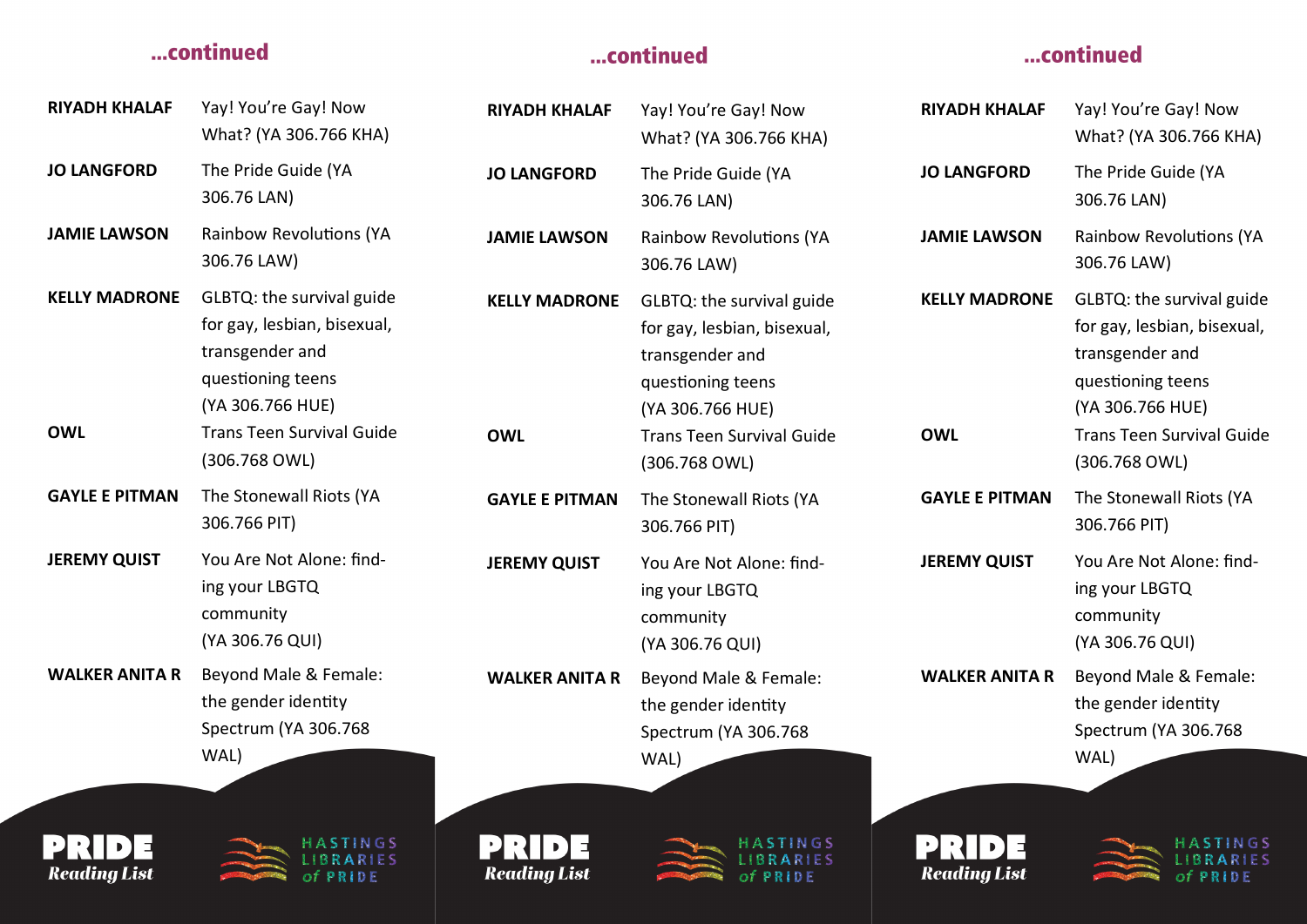## ...continued

| | |
|---|---|
| **RIYADH KHALAF** | Yay! You're Gay! Now What? (YA 306.766 KHA) |
| **JO LANGFORD** | The Pride Guide (YA 306.76 LAN) |
| **JAMIE LAWSON** | Rainbow Revolutions (YA 306.76 LAW) |
| **KELLY MADRONE** | GLBTQ: the survival guide for gay, lesbian, bisexual, transgender and questioning teens (YA 306.766 HUE) |
| **OWL** | Trans Teen Survival Guide (306.768 OWL) |
| **GAYLE E PITMAN** | The Stonewall Riots (YA 306.766 PIT) |
| **JEREMY QUIST** | You Are Not Alone: finding your LBGTQ community (YA 306.76 QUI) |
| **WALKER ANITA R** | Beyond Male & Female: the gender identity Spectrum (YA 306.768 WAL) |

**PRIDE**
*Reading List*

HASTINGS LIBRARIES *of* PRIDE

## ...continued

| | |
|---|---|
| **RIYADH KHALAF** | Yay! You're Gay! Now What? (YA 306.766 KHA) |
| **JO LANGFORD** | The Pride Guide (YA 306.76 LAN) |
| **JAMIE LAWSON** | Rainbow Revolutions (YA 306.76 LAW) |
| **KELLY MADRONE** | GLBTQ: the survival guide for gay, lesbian, bisexual, transgender and questioning teens (YA 306.766 HUE) |
| **OWL** | Trans Teen Survival Guide (306.768 OWL) |
| **GAYLE E PITMAN** | The Stonewall Riots (YA 306.766 PIT) |
| **JEREMY QUIST** | You Are Not Alone: finding your LBGTQ community (YA 306.76 QUI) |
| **WALKER ANITA R** | Beyond Male & Female: the gender identity Spectrum (YA 306.768 WAL) |

**PRIDE**
*Reading List*

HASTINGS LIBRARIES *of* PRIDE

## ...continued

| | |
|---|---|
| **RIYADH KHALAF** | Yay! You're Gay! Now What? (YA 306.766 KHA) |
| **JO LANGFORD** | The Pride Guide (YA 306.76 LAN) |
| **JAMIE LAWSON** | Rainbow Revolutions (YA 306.76 LAW) |
| **KELLY MADRONE** | GLBTQ: the survival guide for gay, lesbian, bisexual, transgender and questioning teens (YA 306.766 HUE) |
| **OWL** | Trans Teen Survival Guide (306.768 OWL) |
| **GAYLE E PITMAN** | The Stonewall Riots (YA 306.766 PIT) |
| **JEREMY QUIST** | You Are Not Alone: finding your LBGTQ community (YA 306.76 QUI) |
| **WALKER ANITA R** | Beyond Male & Female: the gender identity Spectrum (YA 306.768 WAL) |

**PRIDE**
*Reading List*

HASTINGS LIBRARIES *of* PRIDE